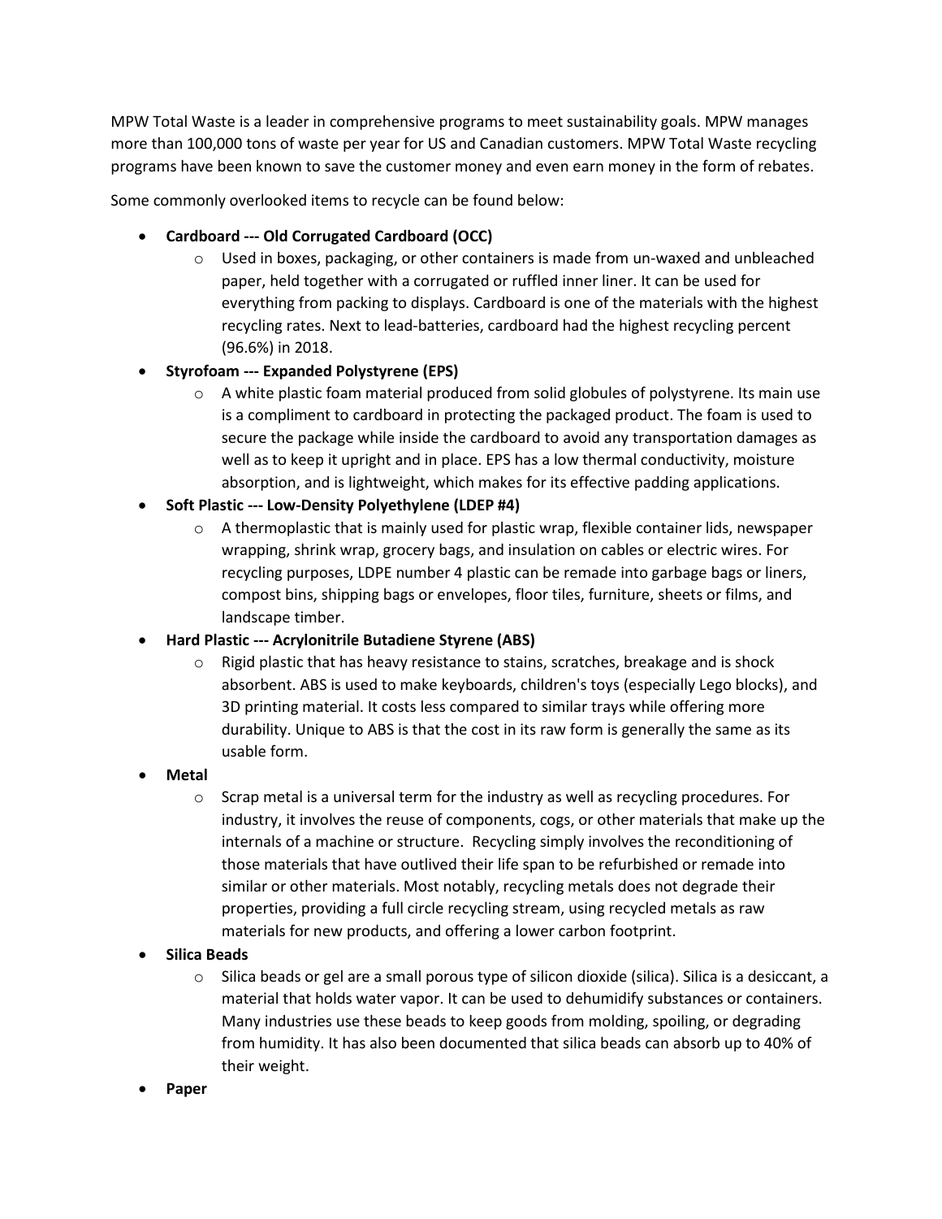MPW Total Waste is a leader in comprehensive programs to meet sustainability goals. MPW manages more than 100,000 tons of waste per year for US and Canadian customers. MPW Total Waste recycling programs have been known to save the customer money and even earn money in the form of rebates.

Some commonly overlooked items to recycle can be found below:

- **Cardboard --- Old Corrugated Cardboard (OCC)**
    - Used in boxes, packaging, or other containers is made from un-waxed and unbleached paper, held together with a corrugated or ruffled inner liner. It can be used for everything from packing to displays. Cardboard is one of the materials with the highest recycling rates. Next to lead-batteries, cardboard had the highest recycling percent (96.6%) in 2018.
- **Styrofoam --- Expanded Polystyrene (EPS)**
    - A white plastic foam material produced from solid globules of polystyrene. Its main use is a compliment to cardboard in protecting the packaged product. The foam is used to secure the package while inside the cardboard to avoid any transportation damages as well as to keep it upright and in place. EPS has a low thermal conductivity, moisture absorption, and is lightweight, which makes for its effective padding applications.
- **Soft Plastic --- Low-Density Polyethylene (LDEP #4)**
    - A thermoplastic that is mainly used for plastic wrap, flexible container lids, newspaper wrapping, shrink wrap, grocery bags, and insulation on cables or electric wires. For recycling purposes, LDPE number 4 plastic can be remade into garbage bags or liners, compost bins, shipping bags or envelopes, floor tiles, furniture, sheets or films, and landscape timber.
- **Hard Plastic --- Acrylonitrile Butadiene Styrene (ABS)**
    - Rigid plastic that has heavy resistance to stains, scratches, breakage and is shock absorbent. ABS is used to make keyboards, children's toys (especially Lego blocks), and 3D printing material. It costs less compared to similar trays while offering more durability. Unique to ABS is that the cost in its raw form is generally the same as its usable form.
- **Metal**
    - Scrap metal is a universal term for the industry as well as recycling procedures. For industry, it involves the reuse of components, cogs, or other materials that make up the internals of a machine or structure. Recycling simply involves the reconditioning of those materials that have outlived their life span to be refurbished or remade into similar or other materials. Most notably, recycling metals does not degrade their properties, providing a full circle recycling stream, using recycled metals as raw materials for new products, and offering a lower carbon footprint.
- **Silica Beads**
    - Silica beads or gel are a small porous type of silicon dioxide (silica). Silica is a desiccant, a material that holds water vapor. It can be used to dehumidify substances or containers. Many industries use these beads to keep goods from molding, spoiling, or degrading from humidity. It has also been documented that silica beads can absorb up to 40% of their weight.
- **Paper**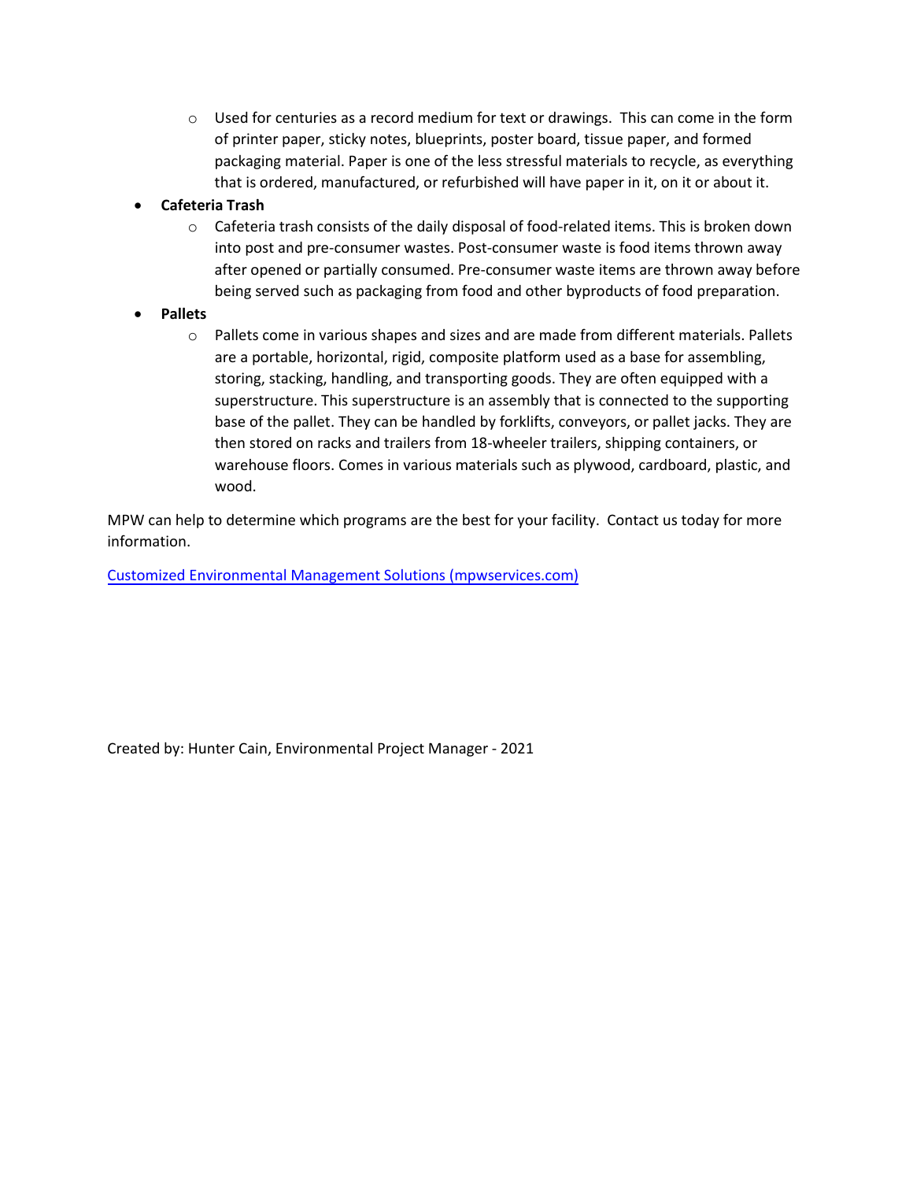- Used for centuries as a record medium for text or drawings. This can come in the form of printer paper, sticky notes, blueprints, poster board, tissue paper, and formed packaging material. Paper is one of the less stressful materials to recycle, as everything that is ordered, manufactured, or refurbished will have paper in it, on it or about it.

- **Cafeteria Trash**
    - Cafeteria trash consists of the daily disposal of food-related items. This is broken down into post and pre-consumer wastes. Post-consumer waste is food items thrown away after opened or partially consumed. Pre-consumer waste items are thrown away before being served such as packaging from food and other byproducts of food preparation.
- **Pallets**
    - Pallets come in various shapes and sizes and are made from different materials. Pallets are a portable, horizontal, rigid, composite platform used as a base for assembling, storing, stacking, handling, and transporting goods. They are often equipped with a superstructure. This superstructure is an assembly that is connected to the supporting base of the pallet. They can be handled by forklifts, conveyors, or pallet jacks. They are then stored on racks and trailers from 18-wheeler trailers, shipping containers, or warehouse floors. Comes in various materials such as plywood, cardboard, plastic, and wood.

MPW can help to determine which programs are the best for your facility. Contact us today for more information.

[Customized Environmental Management Solutions (mpwservices.com)](mpwservices.com)

Created by: Hunter Cain, Environmental Project Manager - 2021